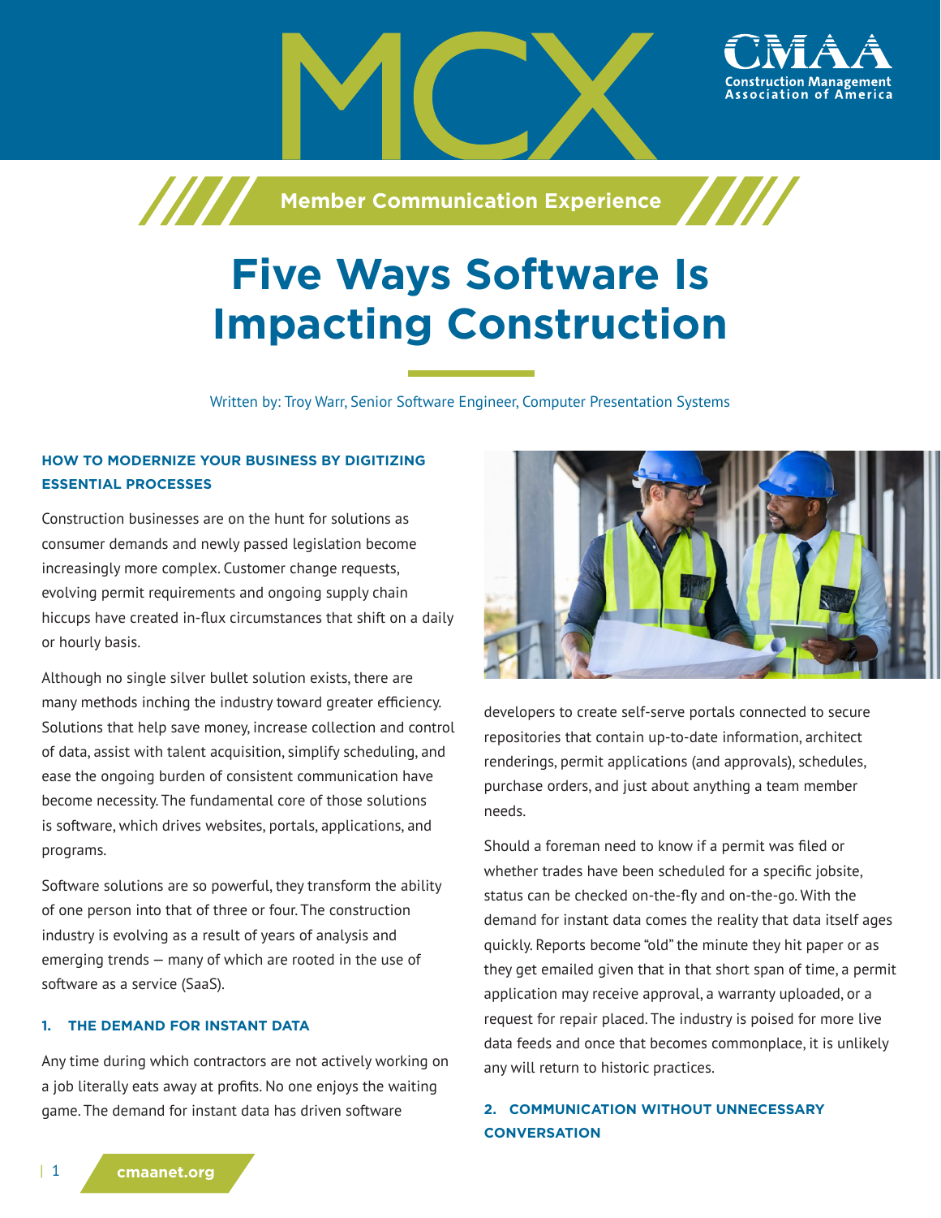MCX

Member Communication Experience

# Five Ways Software Is Impacting Construction

Written by: Troy Warr, Senior Software Engineer, Computer Presentation Systems

### HOW TO MODERNIZE YOUR BUSINESS BY DIGITIZING ESSENTIAL PROCESSES

Construction businesses are on the hunt for solutions as consumer demands and newly passed legislation become increasingly more complex. Customer change requests, evolving permit requirements and ongoing supply chain hiccups have created in-flux circumstances that shift on a daily or hourly basis.

Although no single silver bullet solution exists, there are many methods inching the industry toward greater efficiency. Solutions that help save money, increase collection and control of data, assist with talent acquisition, simplify scheduling, and ease the ongoing burden of consistent communication have become necessity. The fundamental core of those solutions is software, which drives websites, portals, applications, and programs.

Software solutions are so powerful, they transform the ability of one person into that of three or four. The construction industry is evolving as a result of years of analysis and emerging trends — many of which are rooted in the use of software as a service (SaaS).

### 1. THE DEMAND FOR INSTANT DATA

Any time during which contractors are not actively working on a job literally eats away at profits. No one enjoys the waiting game. The demand for instant data has driven software developers to create self-serve portals connected to secure repositories that contain up-to-date information, architect renderings, permit applications (and approvals), schedules, purchase orders, and just about anything a team member needs.

Should a foreman need to know if a permit was filed or whether trades have been scheduled for a specific jobsite, status can be checked on-the-fly and on-the-go. With the demand for instant data comes the reality that data itself ages quickly. Reports become "old" the minute they hit paper or as they get emailed given that in that short span of time, a permit application may receive approval, a warranty uploaded, or a request for repair placed. The industry is poised for more live data feeds and once that becomes commonplace, it is unlikely any will return to historic practices.

### 2. COMMUNICATION WITHOUT UNNECESSARY CONVERSATION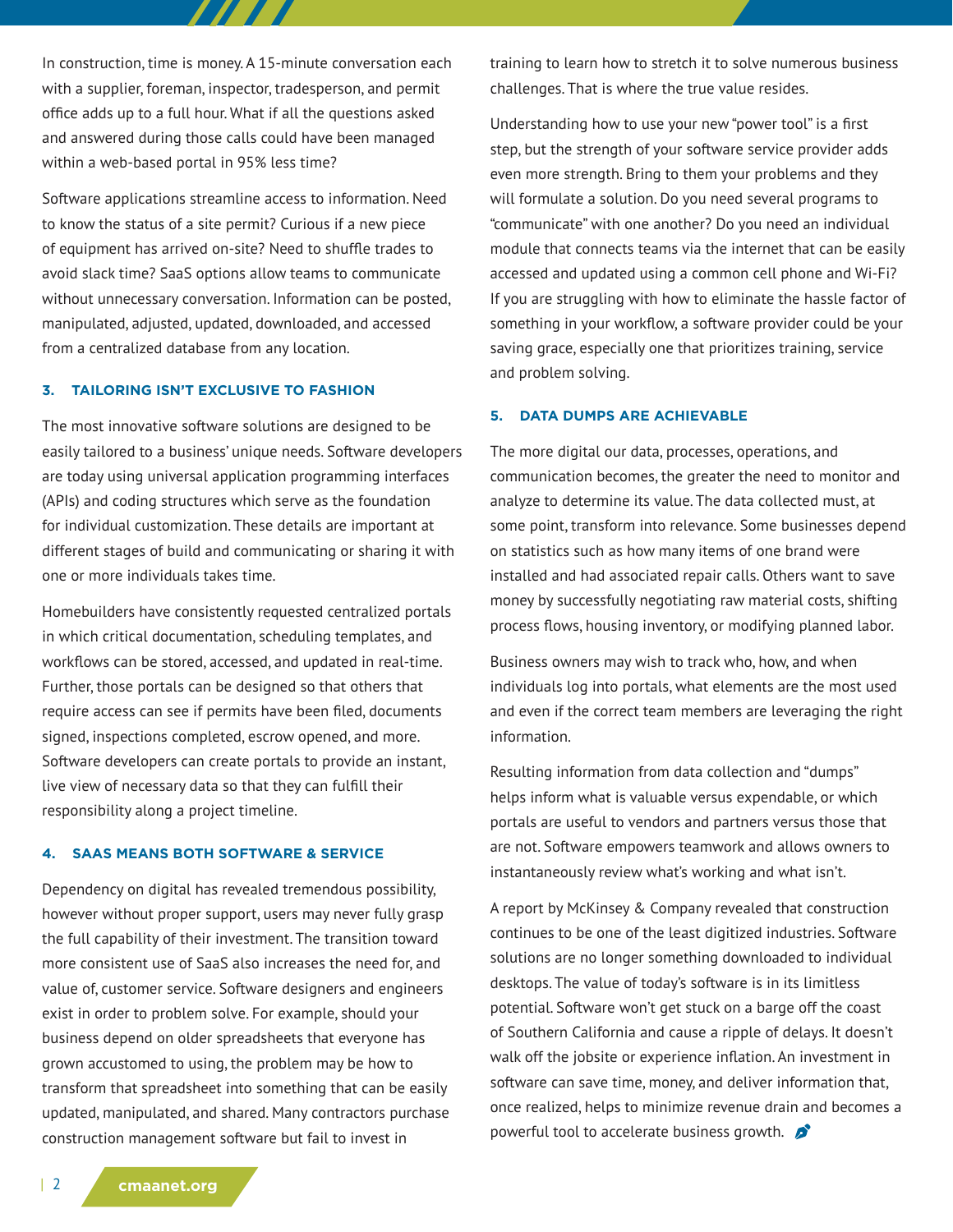In construction, time is money. A 15-minute conversation each with a supplier, foreman, inspector, tradesperson, and permit office adds up to a full hour. What if all the questions asked and answered during those calls could have been managed within a web-based portal in 95% less time?

Software applications streamline access to information. Need to know the status of a site permit? Curious if a new piece of equipment has arrived on-site? Need to shuffle trades to avoid slack time? SaaS options allow teams to communicate without unnecessary conversation. Information can be posted, manipulated, adjusted, updated, downloaded, and accessed from a centralized database from any location.

### 3. TAILORING ISN'T EXCLUSIVE TO FASHION

The most innovative software solutions are designed to be easily tailored to a business' unique needs. Software developers are today using universal application programming interfaces (APIs) and coding structures which serve as the foundation for individual customization. These details are important at different stages of build and communicating or sharing it with one or more individuals takes time.

Homebuilders have consistently requested centralized portals in which critical documentation, scheduling templates, and workflows can be stored, accessed, and updated in real-time. Further, those portals can be designed so that others that require access can see if permits have been filed, documents signed, inspections completed, escrow opened, and more. Software developers can create portals to provide an instant, live view of necessary data so that they can fulfill their responsibility along a project timeline.

### 4. SAAS MEANS BOTH SOFTWARE & SERVICE

Dependency on digital has revealed tremendous possibility, however without proper support, users may never fully grasp the full capability of their investment. The transition toward more consistent use of SaaS also increases the need for, and value of, customer service. Software designers and engineers exist in order to problem solve. For example, should your business depend on older spreadsheets that everyone has grown accustomed to using, the problem may be how to transform that spreadsheet into something that can be easily updated, manipulated, and shared. Many contractors purchase construction management software but fail to invest in training to learn how to stretch it to solve numerous business challenges. That is where the true value resides.

Understanding how to use your new "power tool" is a first step, but the strength of your software service provider adds even more strength. Bring to them your problems and they will formulate a solution. Do you need several programs to "communicate" with one another? Do you need an individual module that connects teams via the internet that can be easily accessed and updated using a common cell phone and Wi-Fi? If you are struggling with how to eliminate the hassle factor of something in your workflow, a software provider could be your saving grace, especially one that prioritizes training, service and problem solving.

### 5. DATA DUMPS ARE ACHIEVABLE

The more digital our data, processes, operations, and communication becomes, the greater the need to monitor and analyze to determine its value. The data collected must, at some point, transform into relevance. Some businesses depend on statistics such as how many items of one brand were installed and had associated repair calls. Others want to save money by successfully negotiating raw material costs, shifting process flows, housing inventory, or modifying planned labor.

Business owners may wish to track who, how, and when individuals log into portals, what elements are the most used and even if the correct team members are leveraging the right information.

Resulting information from data collection and "dumps" helps inform what is valuable versus expendable, or which portals are useful to vendors and partners versus those that are not. Software empowers teamwork and allows owners to instantaneously review what's working and what isn't.

A report by McKinsey & Company revealed that construction continues to be one of the least digitized industries. Software solutions are no longer something downloaded to individual desktops. The value of today's software is in its limitless potential. Software won't get stuck on a barge off the coast of Southern California and cause a ripple of delays. It doesn't walk off the jobsite or experience inflation. An investment in software can save time, money, and deliver information that, once realized, helps to minimize revenue drain and becomes a powerful tool to accelerate business growth.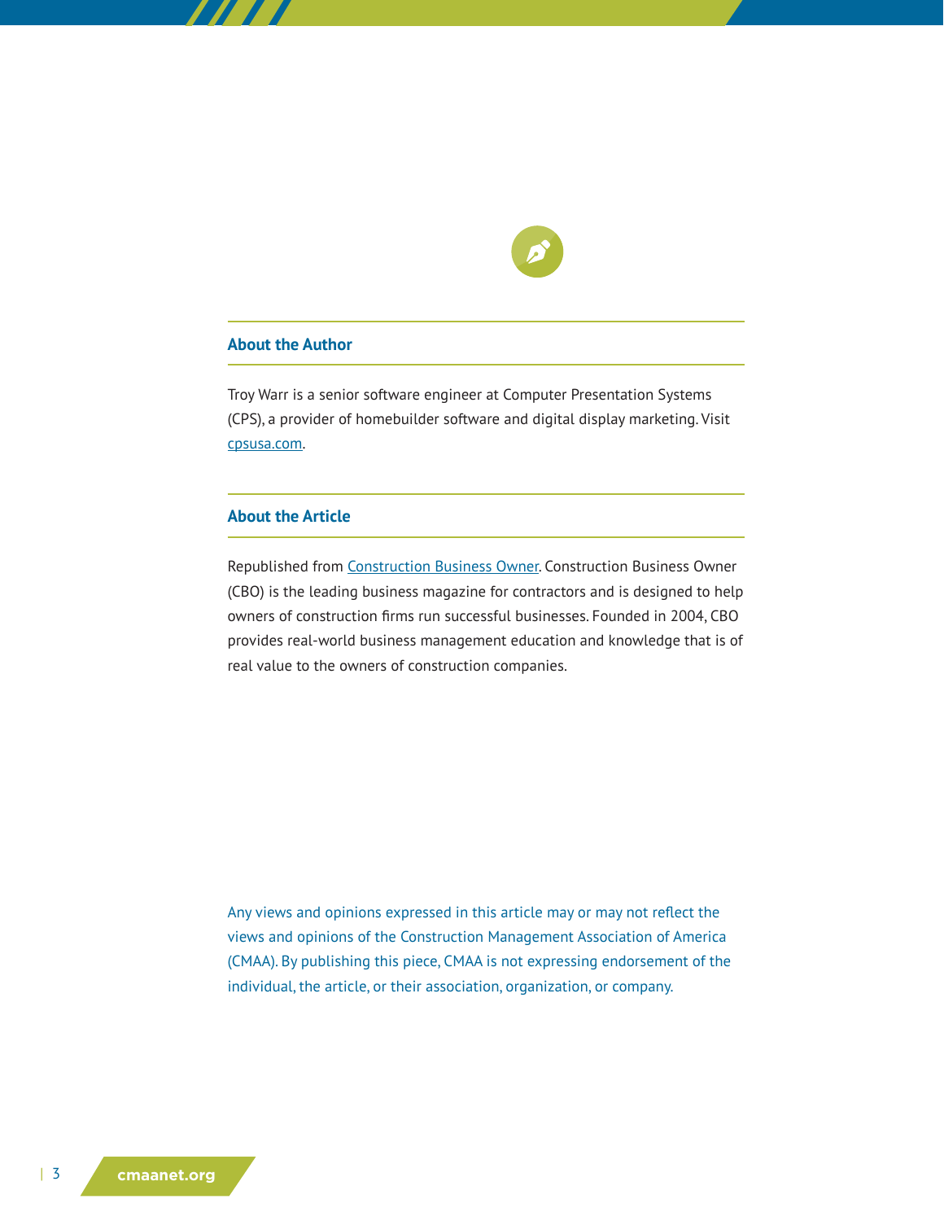## About the Author

Troy Warr is a senior software engineer at Computer Presentation Systems (CPS), a provider of homebuilder software and digital display marketing. Visit [cpsusa.com](cpsusa.com).

## About the Article

Republished from [Construction Business Owner](). Construction Business Owner (CBO) is the leading business magazine for contractors and is designed to help owners of construction firms run successful businesses. Founded in 2004, CBO provides real-world business management education and knowledge that is of real value to the owners of construction companies.

Any views and opinions expressed in this article may or may not reflect the views and opinions of the Construction Management Association of America (CMAA). By publishing this piece, CMAA is not expressing endorsement of the individual, the article, or their association, organization, or company.